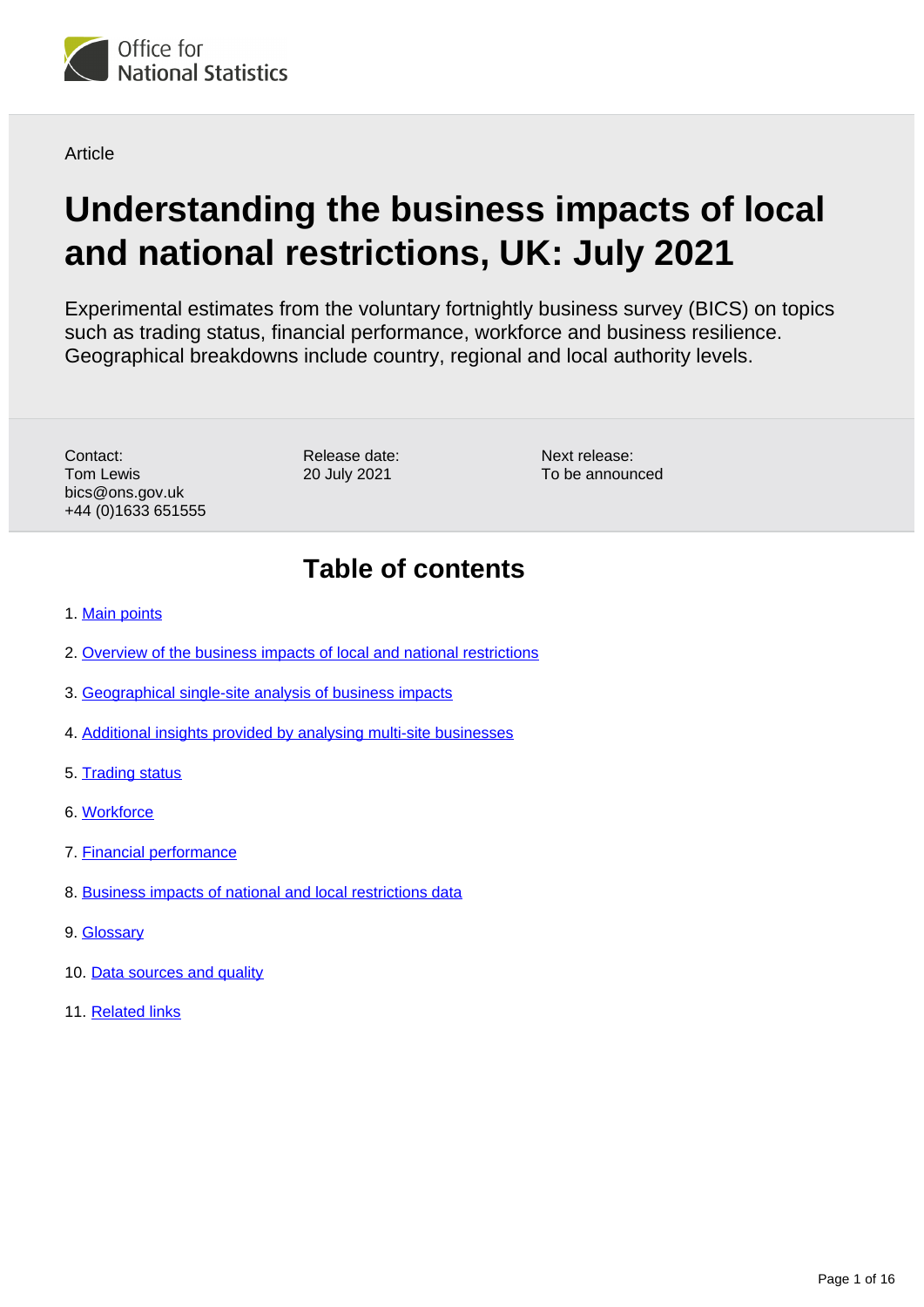Article

# Understanding the business impacts of local and national restrictions, UK: July 2021

Experimental estimates from the voluntary fortnightly business survey (BICS) on topics such as trading status, financial performance, workforce and business resilience. Geographical breakdowns include country, regional and local authority levels.

Contact:
Tom Lewis
bics@ons.gov.uk
+44 (0)1633 651555

Release date:
20 July 2021

Next release:
To be announced

## Table of contents

1. Main points
2. Overview of the business impacts of local and national restrictions
3. Geographical single-site analysis of business impacts
4. Additional insights provided by analysing multi-site businesses
5. Trading status
6. Workforce
7. Financial performance
8. Business impacts of national and local restrictions data
9. Glossary
10. Data sources and quality
11. Related links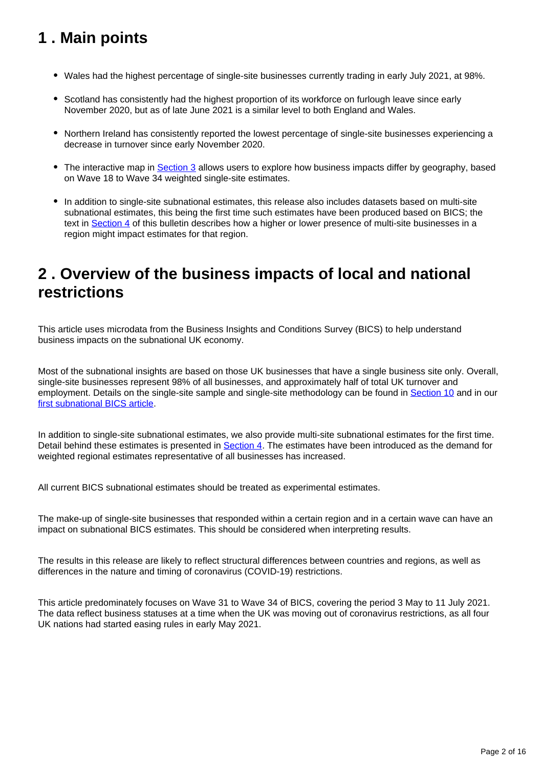## 1 . Main points

- Wales had the highest percentage of single-site businesses currently trading in early July 2021, at 98%.
- Scotland has consistently had the highest proportion of its workforce on furlough leave since early November 2020, but as of late June 2021 is a similar level to both England and Wales.
- Northern Ireland has consistently reported the lowest percentage of single-site businesses experiencing a decrease in turnover since early November 2020.
- The interactive map in Section 3 allows users to explore how business impacts differ by geography, based on Wave 18 to Wave 34 weighted single-site estimates.
- In addition to single-site subnational estimates, this release also includes datasets based on multi-site subnational estimates, this being the first time such estimates have been produced based on BICS; the text in Section 4 of this bulletin describes how a higher or lower presence of multi-site businesses in a region might impact estimates for that region.

## 2 . Overview of the business impacts of local and national restrictions

This article uses microdata from the Business Insights and Conditions Survey (BICS) to help understand business impacts on the subnational UK economy.

Most of the subnational insights are based on those UK businesses that have a single business site only. Overall, single-site businesses represent 98% of all businesses, and approximately half of total UK turnover and employment. Details on the single-site sample and single-site methodology can be found in Section 10 and in our first subnational BICS article.

In addition to single-site subnational estimates, we also provide multi-site subnational estimates for the first time. Detail behind these estimates is presented in Section 4. The estimates have been introduced as the demand for weighted regional estimates representative of all businesses has increased.

All current BICS subnational estimates should be treated as experimental estimates.

The make-up of single-site businesses that responded within a certain region and in a certain wave can have an impact on subnational BICS estimates. This should be considered when interpreting results.

The results in this release are likely to reflect structural differences between countries and regions, as well as differences in the nature and timing of coronavirus (COVID-19) restrictions.

This article predominately focuses on Wave 31 to Wave 34 of BICS, covering the period 3 May to 11 July 2021. The data reflect business statuses at a time when the UK was moving out of coronavirus restrictions, as all four UK nations had started easing rules in early May 2021.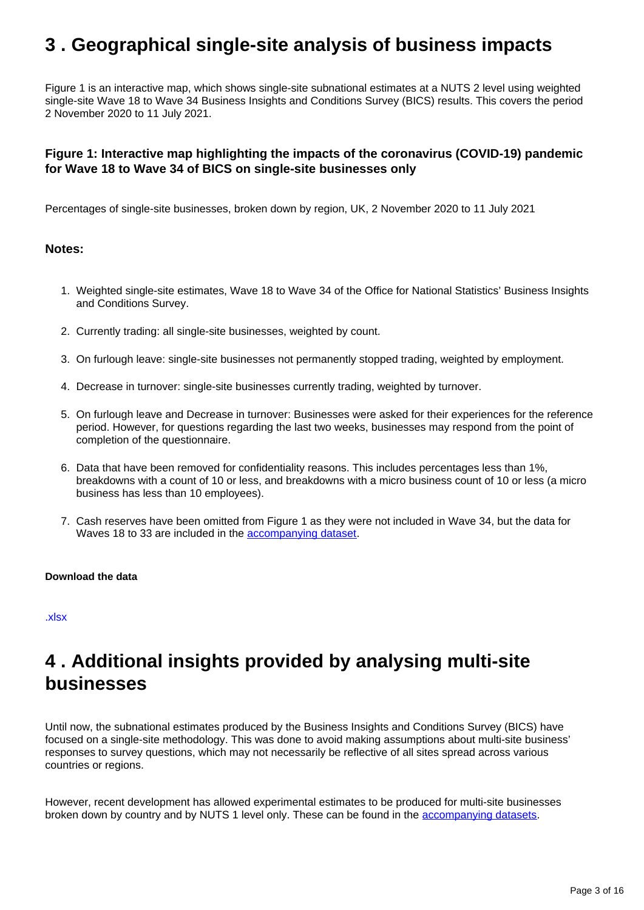## 3 . Geographical single-site analysis of business impacts

Figure 1 is an interactive map, which shows single-site subnational estimates at a NUTS 2 level using weighted single-site Wave 18 to Wave 34 Business Insights and Conditions Survey (BICS) results. This covers the period 2 November 2020 to 11 July 2021.

### Figure 1: Interactive map highlighting the impacts of the coronavirus (COVID-19) pandemic for Wave 18 to Wave 34 of BICS on single-site businesses only

Percentages of single-site businesses, broken down by region, UK, 2 November 2020 to 11 July 2021

#### Notes:

1. Weighted single-site estimates, Wave 18 to Wave 34 of the Office for National Statistics' Business Insights and Conditions Survey.
2. Currently trading: all single-site businesses, weighted by count.
3. On furlough leave: single-site businesses not permanently stopped trading, weighted by employment.
4. Decrease in turnover: single-site businesses currently trading, weighted by turnover.
5. On furlough leave and Decrease in turnover: Businesses were asked for their experiences for the reference period. However, for questions regarding the last two weeks, businesses may respond from the point of completion of the questionnaire.
6. Data that have been removed for confidentiality reasons. This includes percentages less than 1%, breakdowns with a count of 10 or less, and breakdowns with a micro business count of 10 or less (a micro business has less than 10 employees).
7. Cash reserves have been omitted from Figure 1 as they were not included in Wave 34, but the data for Waves 18 to 33 are included in the accompanying dataset.

**Download the data**

.xlsx

## 4 . Additional insights provided by analysing multi-site businesses

Until now, the subnational estimates produced by the Business Insights and Conditions Survey (BICS) have focused on a single-site methodology. This was done to avoid making assumptions about multi-site business' responses to survey questions, which may not necessarily be reflective of all sites spread across various countries or regions.

However, recent development has allowed experimental estimates to be produced for multi-site businesses broken down by country and by NUTS 1 level only. These can be found in the accompanying datasets.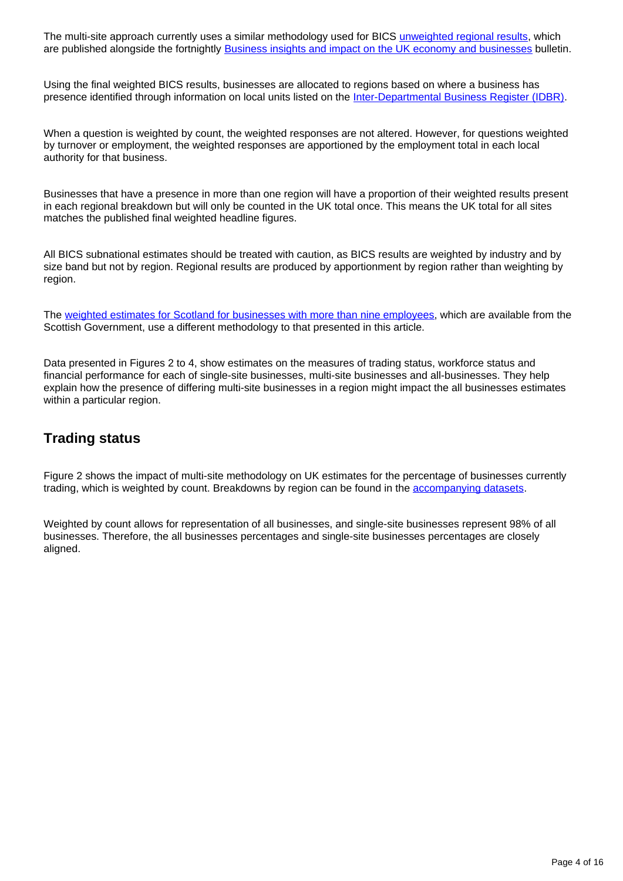The multi-site approach currently uses a similar methodology used for BICS [unweighted regional results](), which are published alongside the fortnightly [Business insights and impact on the UK economy and businesses]() bulletin.

Using the final weighted BICS results, businesses are allocated to regions based on where a business has presence identified through information on local units listed on the [Inter-Departmental Business Register (IDBR)]().

When a question is weighted by count, the weighted responses are not altered. However, for questions weighted by turnover or employment, the weighted responses are apportioned by the employment total in each local authority for that business.

Businesses that have a presence in more than one region will have a proportion of their weighted results present in each regional breakdown but will only be counted in the UK total once. This means the UK total for all sites matches the published final weighted headline figures.

All BICS subnational estimates should be treated with caution, as BICS results are weighted by industry and by size band but not by region. Regional results are produced by apportionment by region rather than weighting by region.

The [weighted estimates for Scotland for businesses with more than nine employees](), which are available from the Scottish Government, use a different methodology to that presented in this article.

Data presented in Figures 2 to 4, show estimates on the measures of trading status, workforce status and financial performance for each of single-site businesses, multi-site businesses and all-businesses. They help explain how the presence of differing multi-site businesses in a region might impact the all businesses estimates within a particular region.

## Trading status

Figure 2 shows the impact of multi-site methodology on UK estimates for the percentage of businesses currently trading, which is weighted by count. Breakdowns by region can be found in the [accompanying datasets]().

Weighted by count allows for representation of all businesses, and single-site businesses represent 98% of all businesses. Therefore, the all businesses percentages and single-site businesses percentages are closely aligned.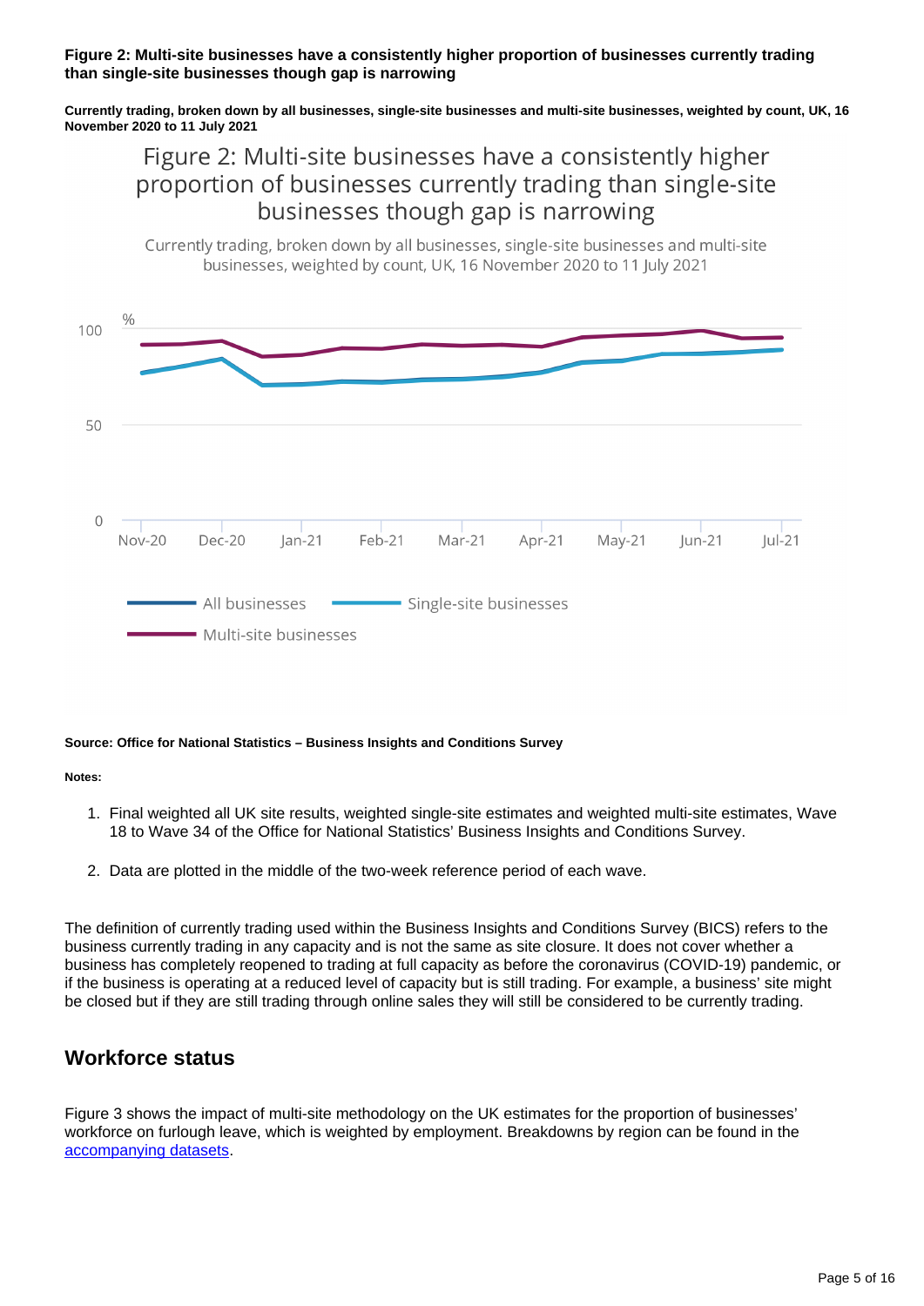**Figure 2: Multi-site businesses have a consistently higher proportion of businesses currently trading than single-site businesses though gap is narrowing**

**Currently trading, broken down by all businesses, single-site businesses and multi-site businesses, weighted by count, UK, 16 November 2020 to 11 July 2021**

**Source: Office for National Statistics – Business Insights and Conditions Survey**

**Notes:**

1. Final weighted all UK site results, weighted single-site estimates and weighted multi-site estimates, Wave 18 to Wave 34 of the Office for National Statistics' Business Insights and Conditions Survey.
2. Data are plotted in the middle of the two-week reference period of each wave.

The definition of currently trading used within the Business Insights and Conditions Survey (BICS) refers to the business currently trading in any capacity and is not the same as site closure. It does not cover whether a business has completely reopened to trading at full capacity as before the coronavirus (COVID-19) pandemic, or if the business is operating at a reduced level of capacity but is still trading. For example, a business' site might be closed but if they are still trading through online sales they will still be considered to be currently trading.

## Workforce status

Figure 3 shows the impact of multi-site methodology on the UK estimates for the proportion of businesses' workforce on furlough leave, which is weighted by employment. Breakdowns by region can be found in the accompanying datasets.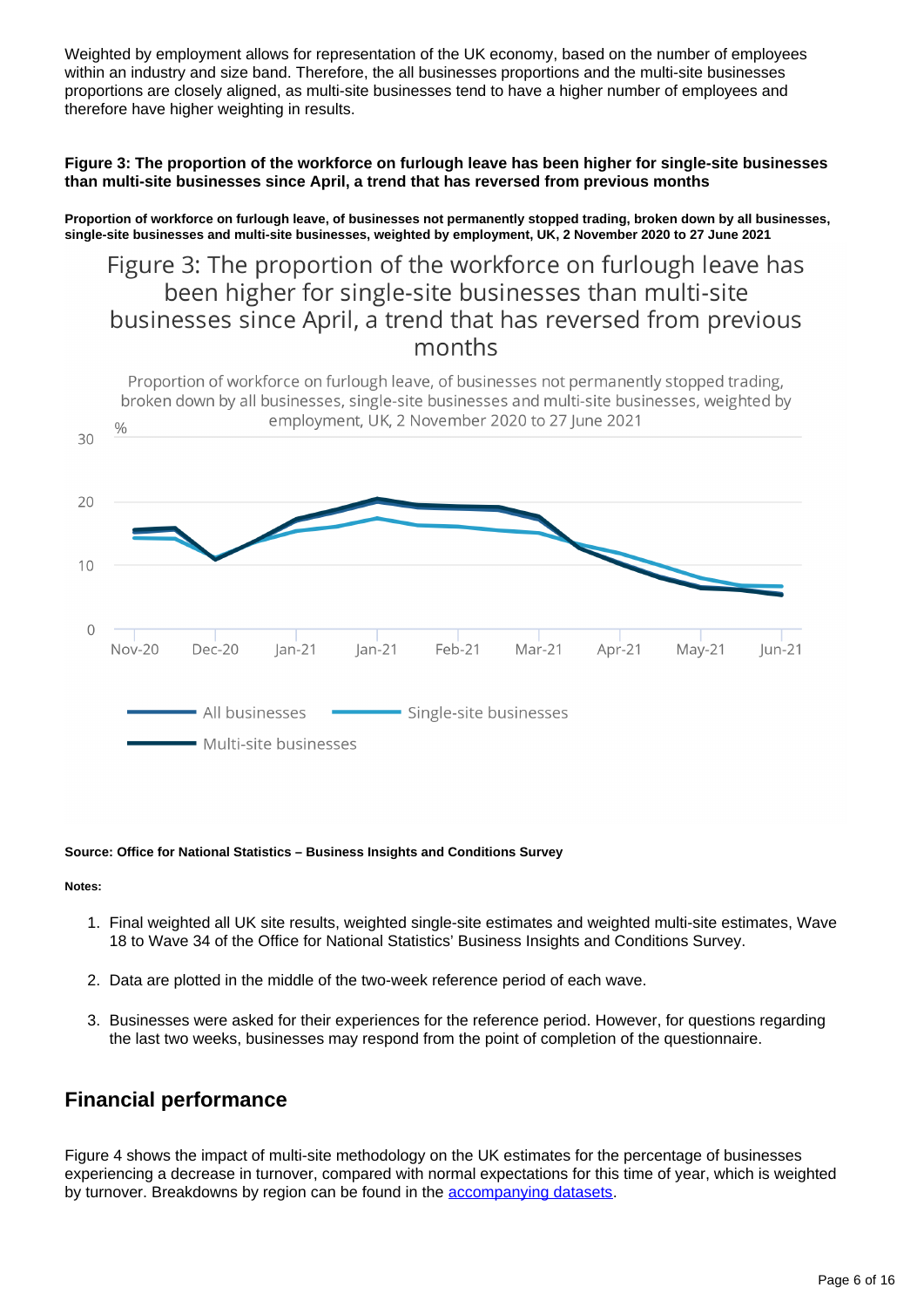Weighted by employment allows for representation of the UK economy, based on the number of employees within an industry and size band. Therefore, the all businesses proportions and the multi-site businesses proportions are closely aligned, as multi-site businesses tend to have a higher number of employees and therefore have higher weighting in results.

**Figure 3: The proportion of the workforce on furlough leave has been higher for single-site businesses than multi-site businesses since April, a trend that has reversed from previous months**

**Proportion of workforce on furlough leave, of businesses not permanently stopped trading, broken down by all businesses, single-site businesses and multi-site businesses, weighted by employment, UK, 2 November 2020 to 27 June 2021**

**Source: Office for National Statistics – Business Insights and Conditions Survey**

**Notes:**

1. Final weighted all UK site results, weighted single-site estimates and weighted multi-site estimates, Wave 18 to Wave 34 of the Office for National Statistics' Business Insights and Conditions Survey.

2. Data are plotted in the middle of the two-week reference period of each wave.

3. Businesses were asked for their experiences for the reference period. However, for questions regarding the last two weeks, businesses may respond from the point of completion of the questionnaire.

## Financial performance

Figure 4 shows the impact of multi-site methodology on the UK estimates for the percentage of businesses experiencing a decrease in turnover, compared with normal expectations for this time of year, which is weighted by turnover. Breakdowns by region can be found in the accompanying datasets.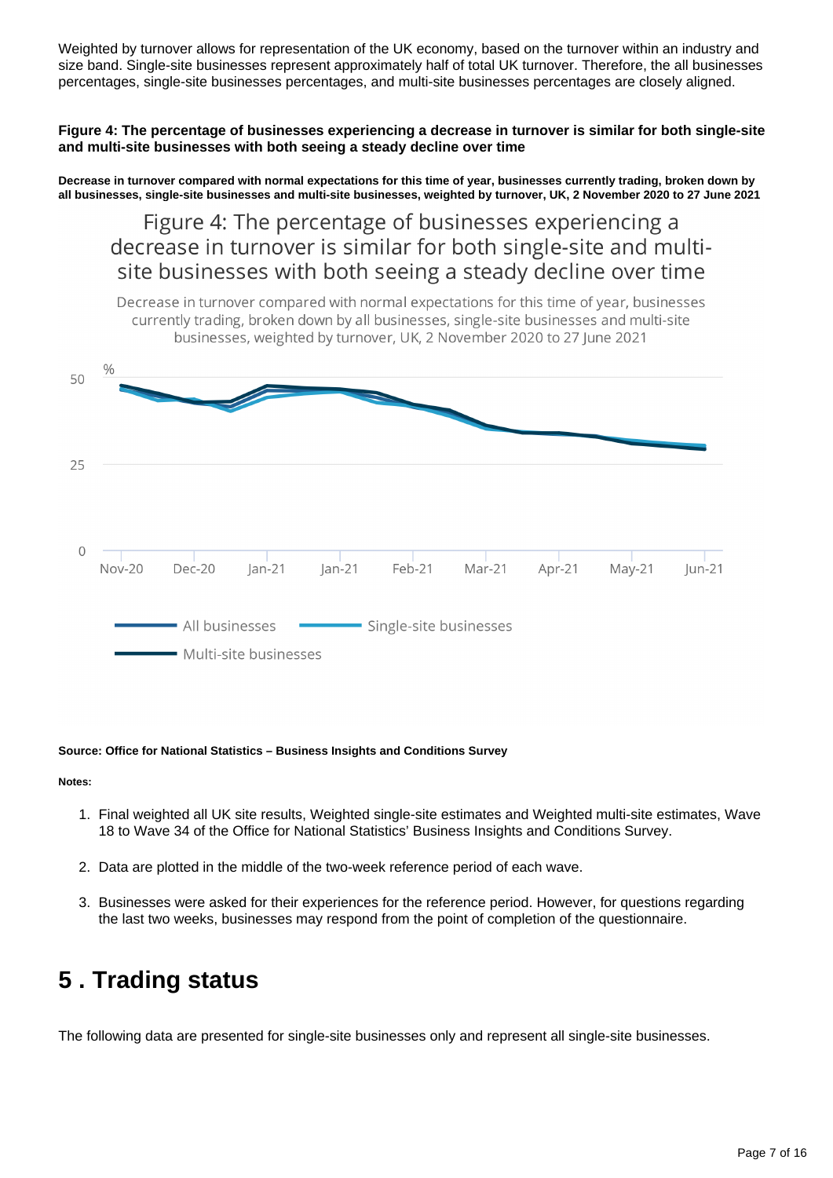Weighted by turnover allows for representation of the UK economy, based on the turnover within an industry and size band. Single-site businesses represent approximately half of total UK turnover. Therefore, the all businesses percentages, single-site businesses percentages, and multi-site businesses percentages are closely aligned.

**Figure 4: The percentage of businesses experiencing a decrease in turnover is similar for both single-site and multi-site businesses with both seeing a steady decline over time**

**Decrease in turnover compared with normal expectations for this time of year, businesses currently trading, broken down by all businesses, single-site businesses and multi-site businesses, weighted by turnover, UK, 2 November 2020 to 27 June 2021**

**Source: Office for National Statistics – Business Insights and Conditions Survey**

**Notes:**

1. Final weighted all UK site results, Weighted single-site estimates and Weighted multi-site estimates, Wave 18 to Wave 34 of the Office for National Statistics' Business Insights and Conditions Survey.
2. Data are plotted in the middle of the two-week reference period of each wave.
3. Businesses were asked for their experiences for the reference period. However, for questions regarding the last two weeks, businesses may respond from the point of completion of the questionnaire.

# 5 . Trading status

The following data are presented for single-site businesses only and represent all single-site businesses.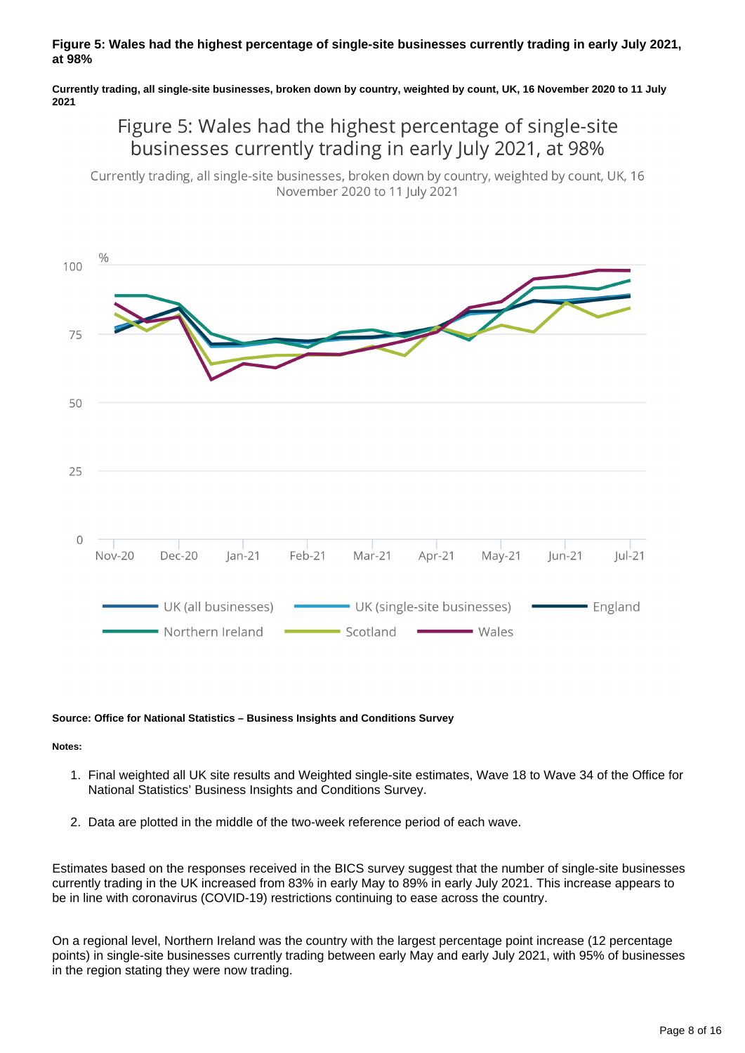**Figure 5: Wales had the highest percentage of single-site businesses currently trading in early July 2021, at 98%**

**Currently trading, all single-site businesses, broken down by country, weighted by count, UK, 16 November 2020 to 11 July 2021**

**Source: Office for National Statistics – Business Insights and Conditions Survey**

**Notes:**

1. Final weighted all UK site results and Weighted single-site estimates, Wave 18 to Wave 34 of the Office for National Statistics' Business Insights and Conditions Survey.
2. Data are plotted in the middle of the two-week reference period of each wave.

Estimates based on the responses received in the BICS survey suggest that the number of single-site businesses currently trading in the UK increased from 83% in early May to 89% in early July 2021. This increase appears to be in line with coronavirus (COVID-19) restrictions continuing to ease across the country.

On a regional level, Northern Ireland was the country with the largest percentage point increase (12 percentage points) in single-site businesses currently trading between early May and early July 2021, with 95% of businesses in the region stating they were now trading.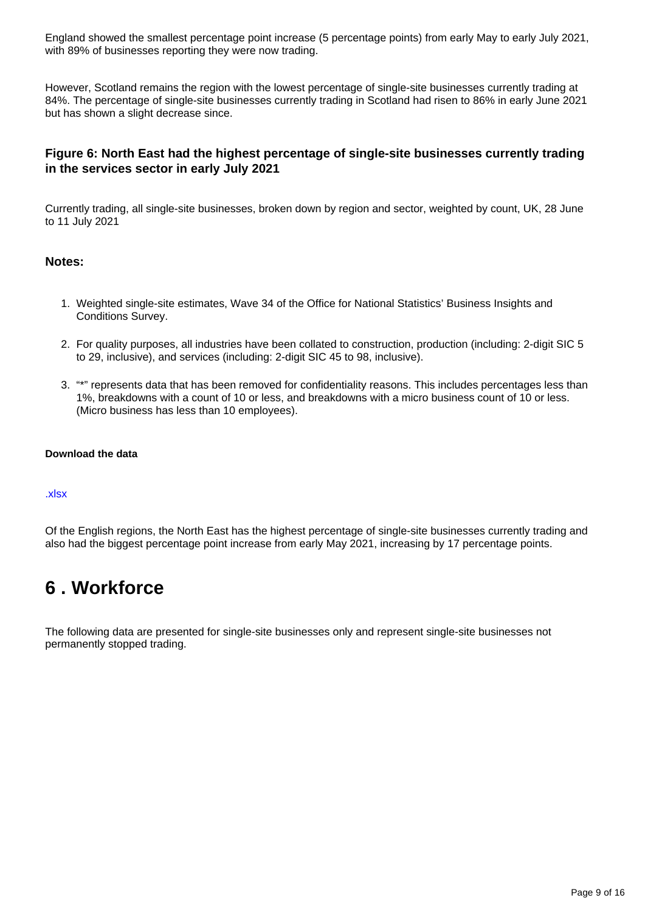England showed the smallest percentage point increase (5 percentage points) from early May to early July 2021, with 89% of businesses reporting they were now trading.

However, Scotland remains the region with the lowest percentage of single-site businesses currently trading at 84%. The percentage of single-site businesses currently trading in Scotland had risen to 86% in early June 2021 but has shown a slight decrease since.

### Figure 6: North East had the highest percentage of single-site businesses currently trading in the services sector in early July 2021

Currently trading, all single-site businesses, broken down by region and sector, weighted by count, UK, 28 June to 11 July 2021

### Notes:

1. Weighted single-site estimates, Wave 34 of the Office for National Statistics' Business Insights and Conditions Survey.
2. For quality purposes, all industries have been collated to construction, production (including: 2-digit SIC 5 to 29, inclusive), and services (including: 2-digit SIC 45 to 98, inclusive).
3. "*" represents data that has been removed for confidentiality reasons. This includes percentages less than 1%, breakdowns with a count of 10 or less, and breakdowns with a micro business count of 10 or less. (Micro business has less than 10 employees).

**Download the data**

.xlsx

Of the English regions, the North East has the highest percentage of single-site businesses currently trading and also had the biggest percentage point increase from early May 2021, increasing by 17 percentage points.

# 6 . Workforce

The following data are presented for single-site businesses only and represent single-site businesses not permanently stopped trading.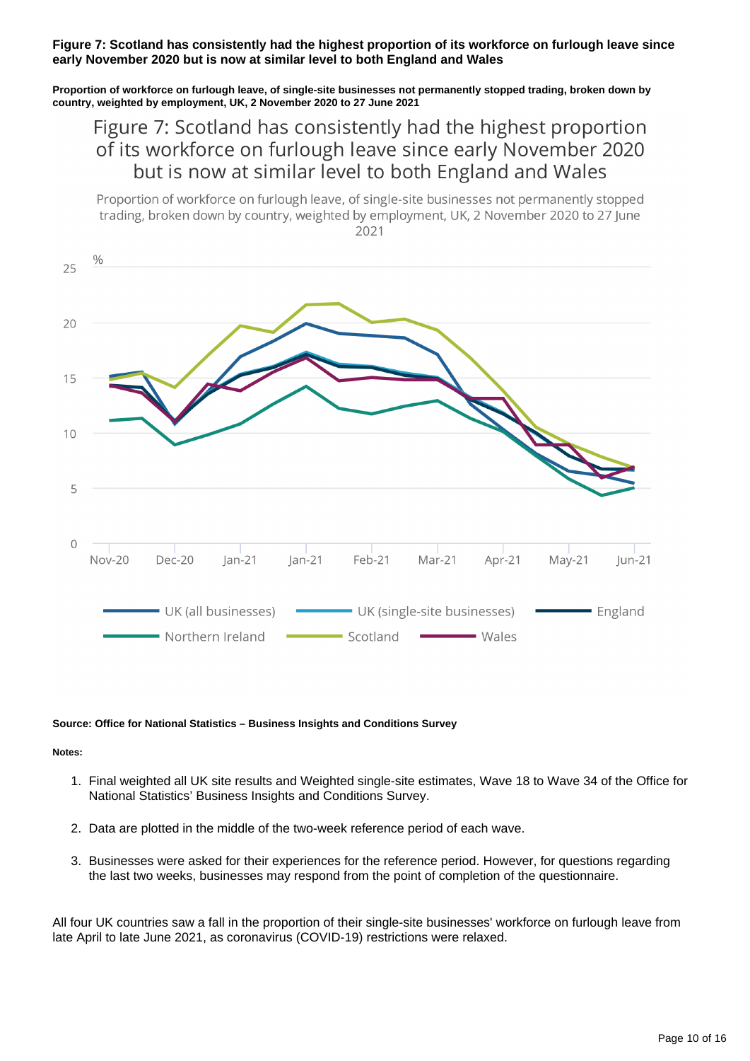**Figure 7: Scotland has consistently had the highest proportion of its workforce on furlough leave since early November 2020 but is now at similar level to both England and Wales**

**Proportion of workforce on furlough leave, of single-site businesses not permanently stopped trading, broken down by country, weighted by employment, UK, 2 November 2020 to 27 June 2021**

**Source: Office for National Statistics – Business Insights and Conditions Survey**

**Notes:**

1. Final weighted all UK site results and Weighted single-site estimates, Wave 18 to Wave 34 of the Office for National Statistics' Business Insights and Conditions Survey.
2. Data are plotted in the middle of the two-week reference period of each wave.
3. Businesses were asked for their experiences for the reference period. However, for questions regarding the last two weeks, businesses may respond from the point of completion of the questionnaire.

All four UK countries saw a fall in the proportion of their single-site businesses' workforce on furlough leave from late April to late June 2021, as coronavirus (COVID-19) restrictions were relaxed.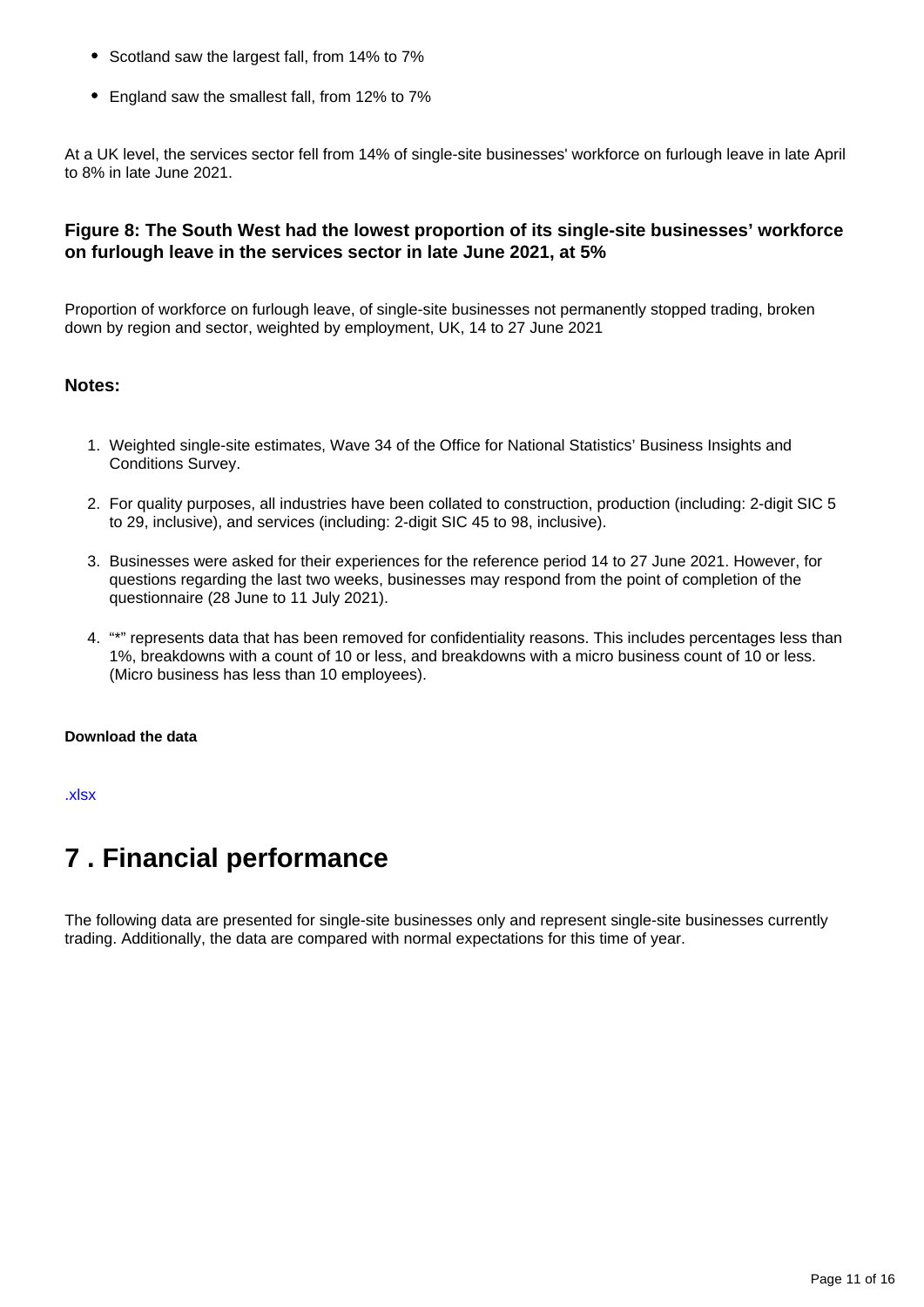- Scotland saw the largest fall, from 14% to 7%
- England saw the smallest fall, from 12% to 7%

At a UK level, the services sector fell from 14% of single-site businesses' workforce on furlough leave in late April to 8% in late June 2021.

### Figure 8: The South West had the lowest proportion of its single-site businesses' workforce on furlough leave in the services sector in late June 2021, at 5%

Proportion of workforce on furlough leave, of single-site businesses not permanently stopped trading, broken down by region and sector, weighted by employment, UK, 14 to 27 June 2021

#### Notes:

1. Weighted single-site estimates, Wave 34 of the Office for National Statistics' Business Insights and Conditions Survey.
2. For quality purposes, all industries have been collated to construction, production (including: 2-digit SIC 5 to 29, inclusive), and services (including: 2-digit SIC 45 to 98, inclusive).
3. Businesses were asked for their experiences for the reference period 14 to 27 June 2021. However, for questions regarding the last two weeks, businesses may respond from the point of completion of the questionnaire (28 June to 11 July 2021).
4. "*" represents data that has been removed for confidentiality reasons. This includes percentages less than 1%, breakdowns with a count of 10 or less, and breakdowns with a micro business count of 10 or less. (Micro business has less than 10 employees).

**Download the data**

.xlsx

# 7 . Financial performance

The following data are presented for single-site businesses only and represent single-site businesses currently trading. Additionally, the data are compared with normal expectations for this time of year.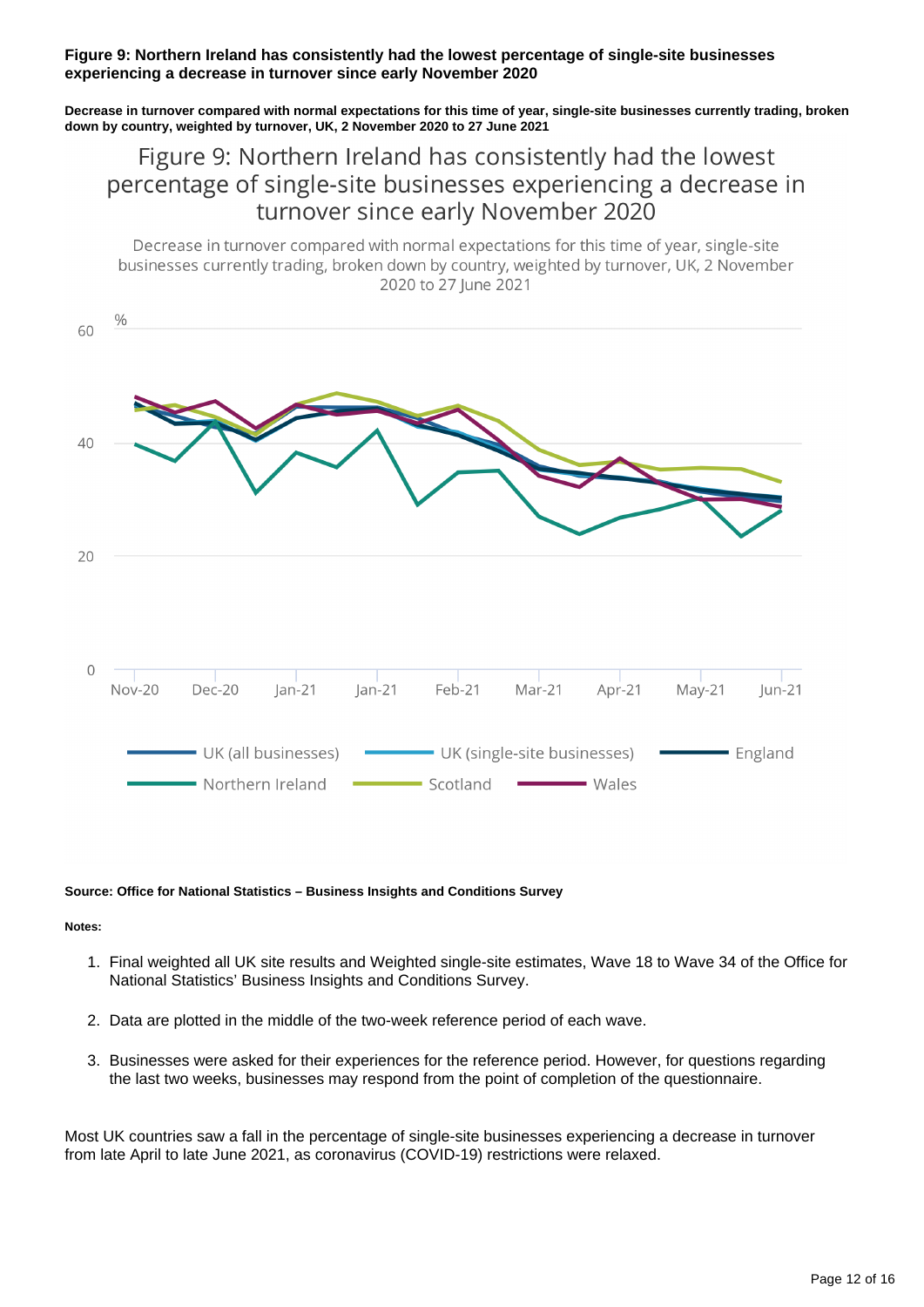**Figure 9: Northern Ireland has consistently had the lowest percentage of single-site businesses experiencing a decrease in turnover since early November 2020**

**Decrease in turnover compared with normal expectations for this time of year, single-site businesses currently trading, broken down by country, weighted by turnover, UK, 2 November 2020 to 27 June 2021**

**Source: Office for National Statistics – Business Insights and Conditions Survey**

**Notes:**

1. Final weighted all UK site results and Weighted single-site estimates, Wave 18 to Wave 34 of the Office for National Statistics' Business Insights and Conditions Survey.

2. Data are plotted in the middle of the two-week reference period of each wave.

3. Businesses were asked for their experiences for the reference period. However, for questions regarding the last two weeks, businesses may respond from the point of completion of the questionnaire.

Most UK countries saw a fall in the percentage of single-site businesses experiencing a decrease in turnover from late April to late June 2021, as coronavirus (COVID-19) restrictions were relaxed.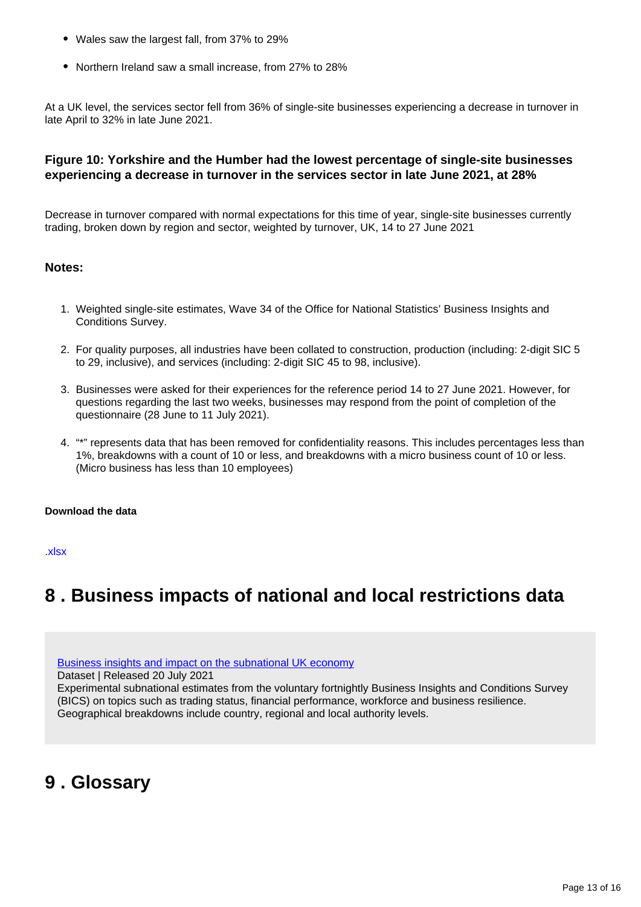- Wales saw the largest fall, from 37% to 29%
- Northern Ireland saw a small increase, from 27% to 28%

At a UK level, the services sector fell from 36% of single-site businesses experiencing a decrease in turnover in late April to 32% in late June 2021.

### Figure 10: Yorkshire and the Humber had the lowest percentage of single-site businesses experiencing a decrease in turnover in the services sector in late June 2021, at 28%

Decrease in turnover compared with normal expectations for this time of year, single-site businesses currently trading, broken down by region and sector, weighted by turnover, UK, 14 to 27 June 2021

#### Notes:

1. Weighted single-site estimates, Wave 34 of the Office for National Statistics' Business Insights and Conditions Survey.
2. For quality purposes, all industries have been collated to construction, production (including: 2-digit SIC 5 to 29, inclusive), and services (including: 2-digit SIC 45 to 98, inclusive).
3. Businesses were asked for their experiences for the reference period 14 to 27 June 2021. However, for questions regarding the last two weeks, businesses may respond from the point of completion of the questionnaire (28 June to 11 July 2021).
4. "*" represents data that has been removed for confidentiality reasons. This includes percentages less than 1%, breakdowns with a count of 10 or less, and breakdowns with a micro business count of 10 or less. (Micro business has less than 10 employees)

**Download the data**

.xlsx

# 8 . Business impacts of national and local restrictions data

Business insights and impact on the subnational UK economy
Dataset | Released 20 July 2021
Experimental subnational estimates from the voluntary fortnightly Business Insights and Conditions Survey (BICS) on topics such as trading status, financial performance, workforce and business resilience. Geographical breakdowns include country, regional and local authority levels.

# 9 . Glossary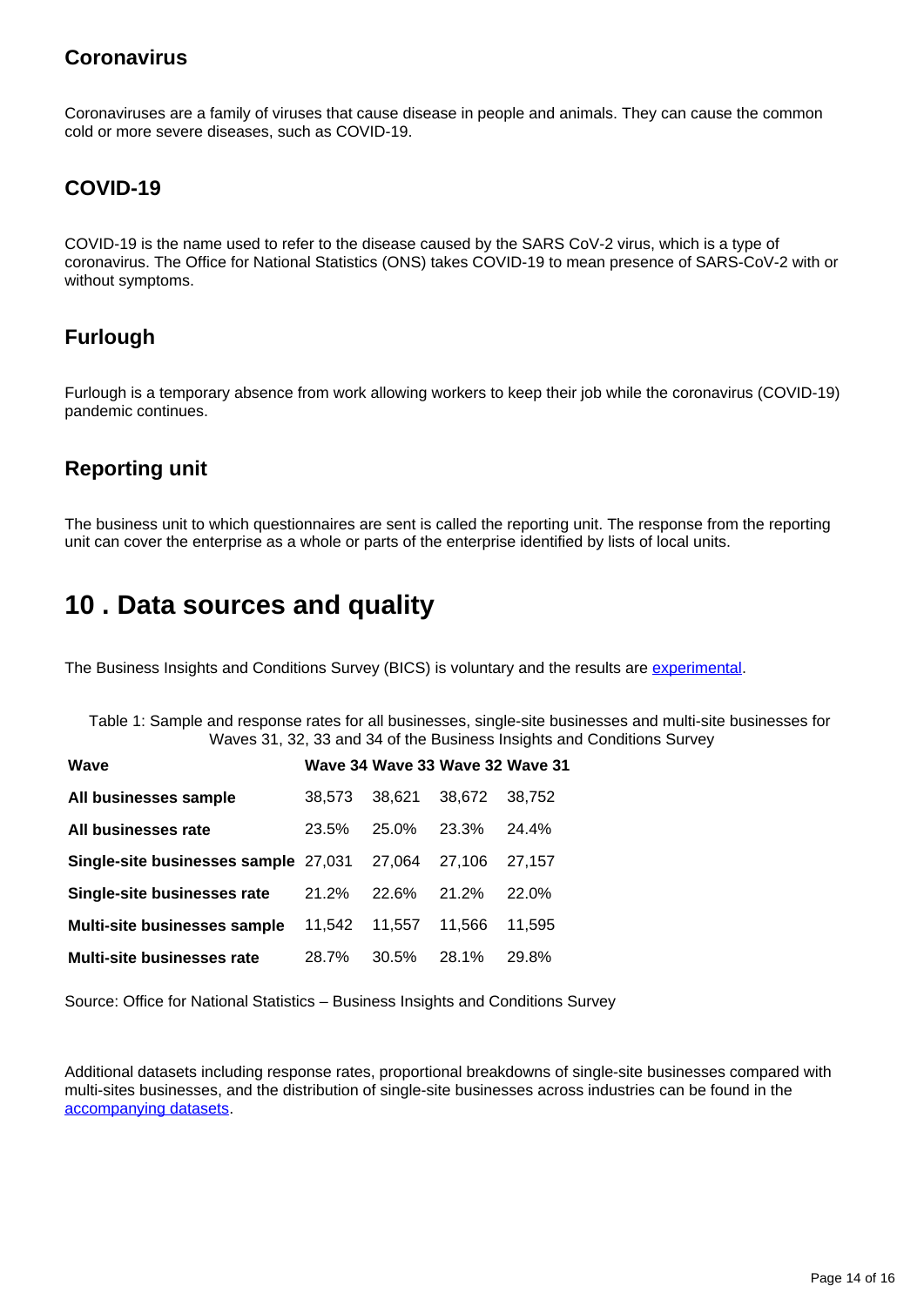### Coronavirus

Coronaviruses are a family of viruses that cause disease in people and animals. They can cause the common cold or more severe diseases, such as COVID-19.

### COVID-19

COVID-19 is the name used to refer to the disease caused by the SARS CoV-2 virus, which is a type of coronavirus. The Office for National Statistics (ONS) takes COVID-19 to mean presence of SARS-CoV-2 with or without symptoms.

### Furlough

Furlough is a temporary absence from work allowing workers to keep their job while the coronavirus (COVID-19) pandemic continues.

### Reporting unit

The business unit to which questionnaires are sent is called the reporting unit. The response from the reporting unit can cover the enterprise as a whole or parts of the enterprise identified by lists of local units.

## 10 . Data sources and quality

The Business Insights and Conditions Survey (BICS) is voluntary and the results are experimental.

Table 1: Sample and response rates for all businesses, single-site businesses and multi-site businesses for Waves 31, 32, 33 and 34 of the Business Insights and Conditions Survey

| Wave | Wave 34 | Wave 33 | Wave 32 | Wave 31 |
|---|---|---|---|---|
| **All businesses sample** | 38,573 | 38,621 | 38,672 | 38,752 |
| **All businesses rate** | 23.5% | 25.0% | 23.3% | 24.4% |
| **Single-site businesses sample** | 27,031 | 27,064 | 27,106 | 27,157 |
| **Single-site businesses rate** | 21.2% | 22.6% | 21.2% | 22.0% |
| **Multi-site businesses sample** | 11,542 | 11,557 | 11,566 | 11,595 |
| **Multi-site businesses rate** | 28.7% | 30.5% | 28.1% | 29.8% |

Source: Office for National Statistics – Business Insights and Conditions Survey

Additional datasets including response rates, proportional breakdowns of single-site businesses compared with multi-sites businesses, and the distribution of single-site businesses across industries can be found in the accompanying datasets.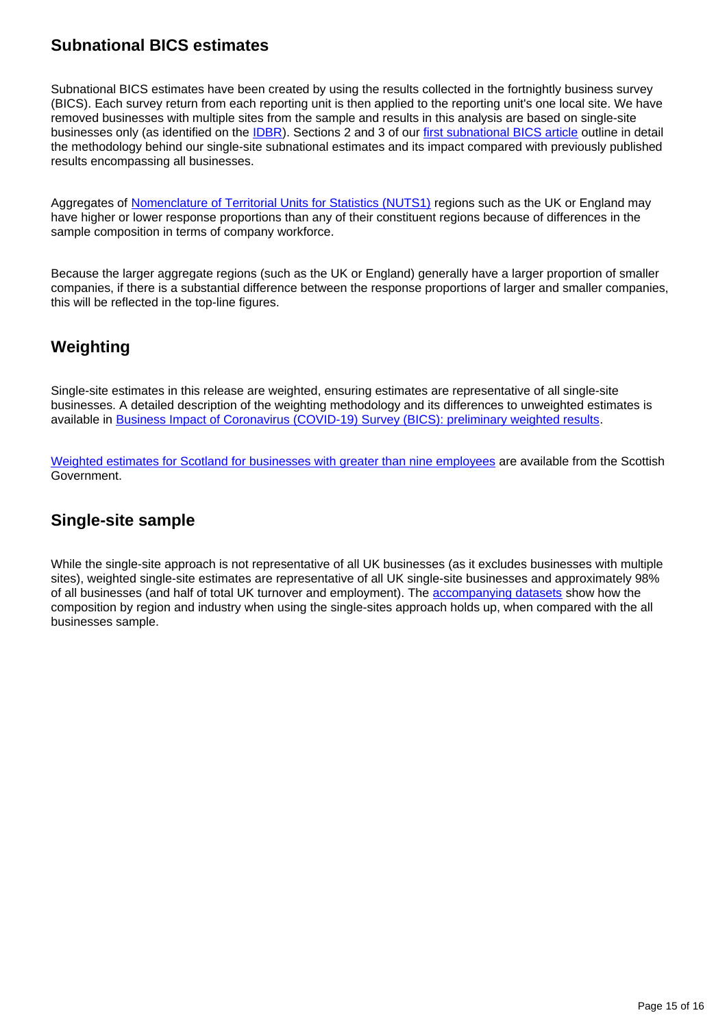## Subnational BICS estimates

Subnational BICS estimates have been created by using the results collected in the fortnightly business survey (BICS). Each survey return from each reporting unit is then applied to the reporting unit's one local site. We have removed businesses with multiple sites from the sample and results in this analysis are based on single-site businesses only (as identified on the IDBR). Sections 2 and 3 of our first subnational BICS article outline in detail the methodology behind our single-site subnational estimates and its impact compared with previously published results encompassing all businesses.

Aggregates of Nomenclature of Territorial Units for Statistics (NUTS1) regions such as the UK or England may have higher or lower response proportions than any of their constituent regions because of differences in the sample composition in terms of company workforce.

Because the larger aggregate regions (such as the UK or England) generally have a larger proportion of smaller companies, if there is a substantial difference between the response proportions of larger and smaller companies, this will be reflected in the top-line figures.

## Weighting

Single-site estimates in this release are weighted, ensuring estimates are representative of all single-site businesses. A detailed description of the weighting methodology and its differences to unweighted estimates is available in Business Impact of Coronavirus (COVID-19) Survey (BICS): preliminary weighted results.

Weighted estimates for Scotland for businesses with greater than nine employees are available from the Scottish Government.

## Single-site sample

While the single-site approach is not representative of all UK businesses (as it excludes businesses with multiple sites), weighted single-site estimates are representative of all UK single-site businesses and approximately 98% of all businesses (and half of total UK turnover and employment). The accompanying datasets show how the composition by region and industry when using the single-sites approach holds up, when compared with the all businesses sample.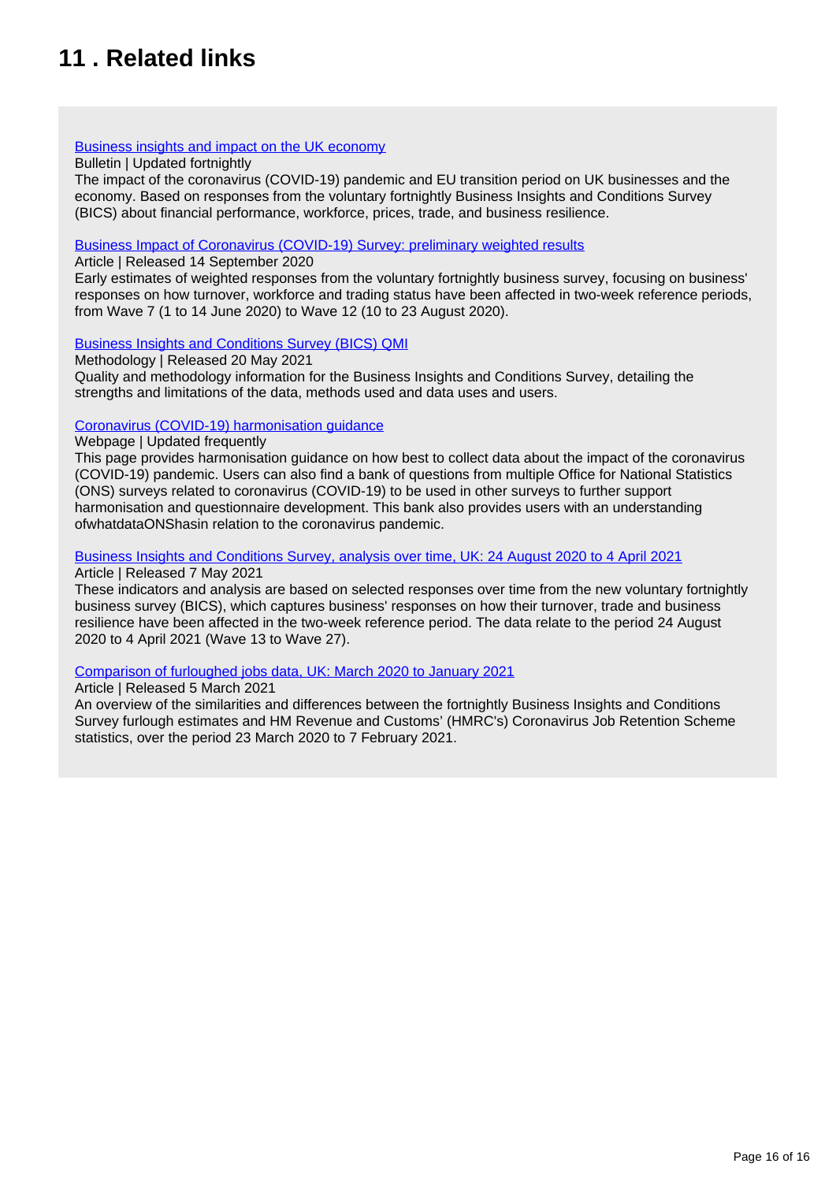# 11 . Related links

[Business insights and impact on the UK economy]
Bulletin | Updated fortnightly
The impact of the coronavirus (COVID-19) pandemic and EU transition period on UK businesses and the economy. Based on responses from the voluntary fortnightly Business Insights and Conditions Survey (BICS) about financial performance, workforce, prices, trade, and business resilience.

[Business Impact of Coronavirus (COVID-19) Survey: preliminary weighted results]
Article | Released 14 September 2020
Early estimates of weighted responses from the voluntary fortnightly business survey, focusing on business' responses on how turnover, workforce and trading status have been affected in two-week reference periods, from Wave 7 (1 to 14 June 2020) to Wave 12 (10 to 23 August 2020).

[Business Insights and Conditions Survey (BICS) QMI]
Methodology | Released 20 May 2021
Quality and methodology information for the Business Insights and Conditions Survey, detailing the strengths and limitations of the data, methods used and data uses and users.

[Coronavirus (COVID-19) harmonisation guidance]
Webpage | Updated frequently
This page provides harmonisation guidance on how best to collect data about the impact of the coronavirus (COVID-19) pandemic. Users can also find a bank of questions from multiple Office for National Statistics (ONS) surveys related to coronavirus (COVID-19) to be used in other surveys to further support harmonisation and questionnaire development. This bank also provides users with an understanding ofwhatdataONShasin relation to the coronavirus pandemic.

[Business Insights and Conditions Survey, analysis over time, UK: 24 August 2020 to 4 April 2021]
Article | Released 7 May 2021
These indicators and analysis are based on selected responses over time from the new voluntary fortnightly business survey (BICS), which captures business' responses on how their turnover, trade and business resilience have been affected in the two-week reference period. The data relate to the period 24 August 2020 to 4 April 2021 (Wave 13 to Wave 27).

[Comparison of furloughed jobs data, UK: March 2020 to January 2021]
Article | Released 5 March 2021
An overview of the similarities and differences between the fortnightly Business Insights and Conditions Survey furlough estimates and HM Revenue and Customs' (HMRC's) Coronavirus Job Retention Scheme statistics, over the period 23 March 2020 to 7 February 2021.